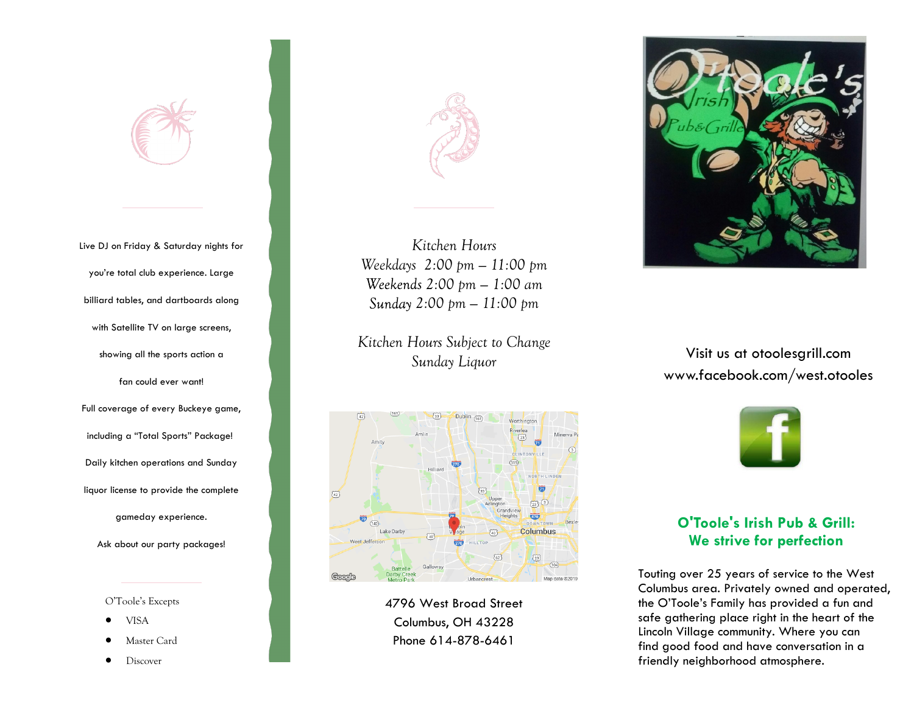Live DJ on Friday & Saturday nights for you're total club experience. Large billiard tables, and dartboards along with Satellite TV on large screens, showing all the sports action a fan could ever want!

Full coverage of every Buckeye game, including a "Total Sports" Package!

Daily kitchen operations and Sunday liquor license to provide the complete gameday experience.

Ask about our party packages!

O'Toole's Excepts

- VISA
- Master Card
- Discover

*Kitchen Hours*
*Weekdays 2:00 pm – 11:00 pm*
*Weekends 2:00 pm – 1:00 am*
*Sunday 2:00 pm – 11:00 pm*

*Kitchen Hours Subject to Change*
*Sunday Liquor*

4796 West Broad Street
Columbus, OH 43228
Phone 614-878-6461

O'toole's Irish Pub&Grille

Visit us at otoolesgrill.com
www.facebook.com/west.otooles

## O'Toole's Irish Pub & Grill: We strive for perfection

Touting over 25 years of service to the West Columbus area. Privately owned and operated, the O'Toole's Family has provided a fun and safe gathering place right in the heart of the Lincoln Village community. Where you can find good food and have conversation in a friendly neighborhood atmosphere.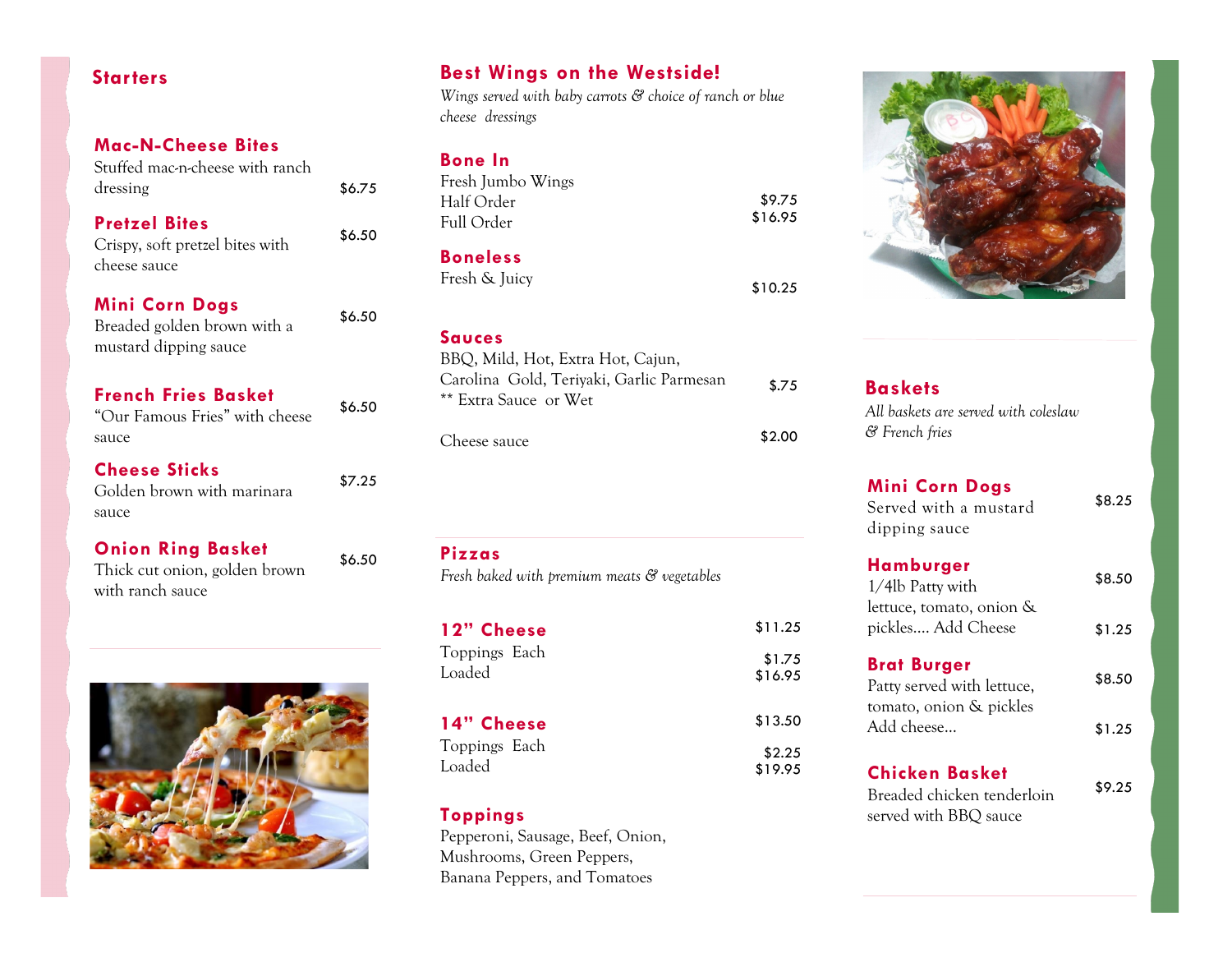## Starters

### Mac-N-Cheese Bites
Stuffed mac-n-cheese with ranch dressing — $6.75

### Pretzel Bites
Crispy, soft pretzel bites with cheese sauce — $6.50

### Mini Corn Dogs
Breaded golden brown with a mustard dipping sauce — $6.50

### French Fries Basket
"Our Famous Fries" with cheese sauce — $6.50

### Cheese Sticks
Golden brown with marinara sauce — $7.25

### Onion Ring Basket
Thick cut onion, golden brown with ranch sauce — $6.50

## Best Wings on the Westside!

*Wings served with baby carrots & choice of ranch or blue cheese dressings*

### Bone In
Fresh Jumbo Wings

Half Order — $9.75

Full Order — $16.95

### Boneless
Fresh & Juicy — $10.25

### Sauces
BBQ, Mild, Hot, Extra Hot, Cajun, Carolina Gold, Teriyaki, Garlic Parmesan — $.75

** Extra Sauce or Wet

Cheese sauce — $2.00

## Pizzas

*Fresh baked with premium meats & vegetables*

### 12" Cheese — $11.25
Toppings Each — $1.75

Loaded — $16.95

### 14" Cheese — $13.50
Toppings Each — $2.25

Loaded — $19.95

### Toppings
Pepperoni, Sausage, Beef, Onion, Mushrooms, Green Peppers, Banana Peppers, and Tomatoes

## Baskets

*All baskets are served with coleslaw & French fries*

### Mini Corn Dogs
Served with a mustard dipping sauce — $8.25

### Hamburger
1/4lb Patty with lettuce, tomato, onion & pickles — $8.50

.... Add Cheese — $1.25

### Brat Burger
Patty served with lettuce, tomato, onion & pickles — $8.50

Add cheese... — $1.25

### Chicken Basket
Breaded chicken tenderloin served with BBQ sauce — $9.25